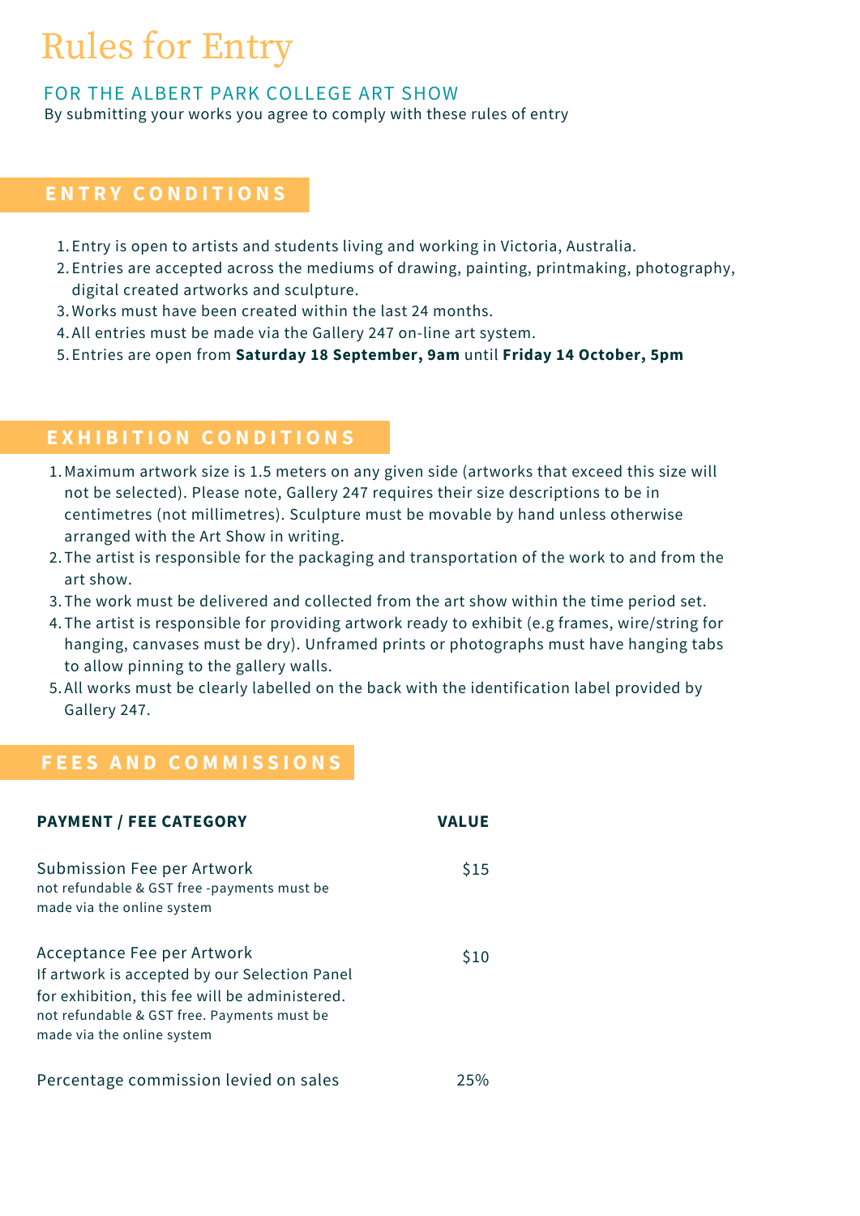# Rules for Entry

## FOR THE ALBERT PARK COLLEGE ART SHOW

By submitting your works you agree to comply with these rules of entry

## ENTRY CONDITIONS

1. Entry is open to artists and students living and working in Victoria, Australia.
2. Entries are accepted across the mediums of drawing, painting, printmaking, photography, digital created artworks and sculpture.
3. Works must have been created within the last 24 months.
4. All entries must be made via the Gallery 247 on-line art system.
5. Entries are open from **Saturday 18 September, 9am** until **Friday 14 October, 5pm**

## EXHIBITION CONDITIONS

1. Maximum artwork size is 1.5 meters on any given side (artworks that exceed this size will not be selected). Please note, Gallery 247 requires their size descriptions to be in centimetres (not millimetres). Sculpture must be movable by hand unless otherwise arranged with the Art Show in writing.
2. The artist is responsible for the packaging and transportation of the work to and from the art show.
3. The work must be delivered and collected from the art show within the time period set.
4. The artist is responsible for providing artwork ready to exhibit (e.g frames, wire/string for hanging, canvases must be dry). Unframed prints or photographs must have hanging tabs to allow pinning to the gallery walls.
5. All works must be clearly labelled on the back with the identification label provided by Gallery 247.

## FEES AND COMMISSIONS

| PAYMENT / FEE CATEGORY | VALUE |
|---|---|
| Submission Fee per Artwork<br>not refundable & GST free -payments must be made via the online system | $15 |
| Acceptance Fee per Artwork<br>If artwork is accepted by our Selection Panel for exhibition, this fee will be administered.<br>not refundable & GST free. Payments must be made via the online system | $10 |
| Percentage commission levied on sales | 25% |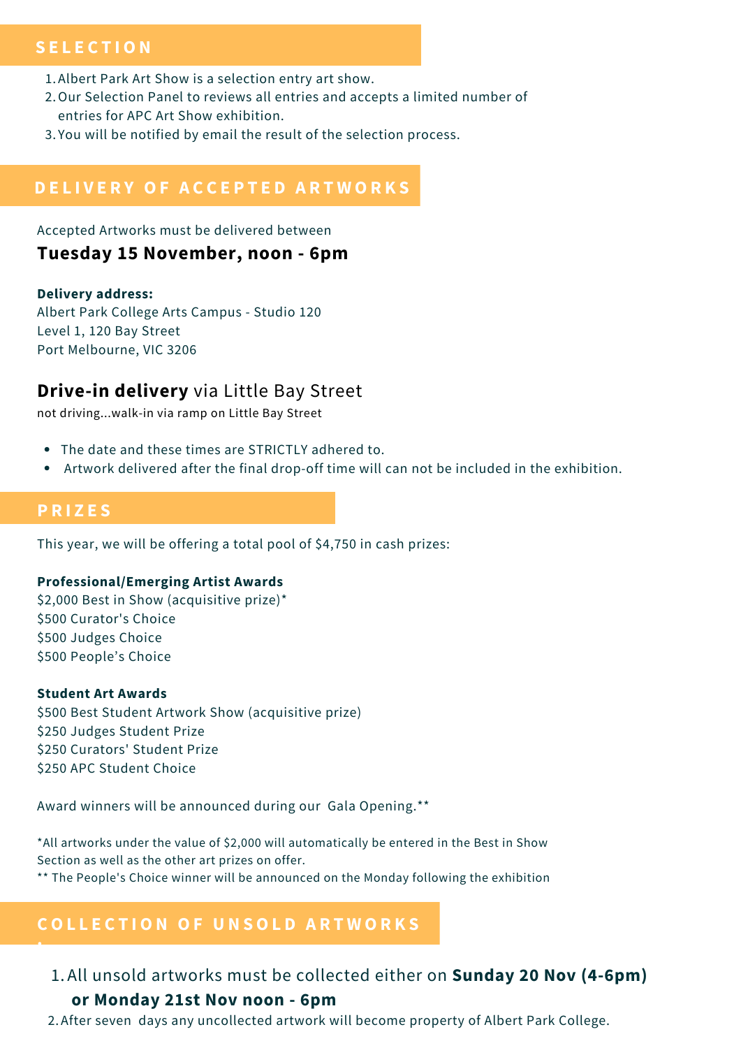## SELECTION

1. Albert Park Art Show is a selection entry art show.
2. Our Selection Panel to reviews all entries and accepts a limited number of entries for APC Art Show exhibition.
3. You will be notified by email the result of the selection process.

## DELIVERY OF ACCEPTED ARTWORKS

Accepted Artworks must be delivered between

**Tuesday 15 November, noon - 6pm**

**Delivery address:**
Albert Park College Arts Campus - Studio 120
Level 1, 120 Bay Street
Port Melbourne, VIC 3206

**Drive-in delivery** via Little Bay Street

not driving...walk-in via ramp on Little Bay Street

- The date and these times are STRICTLY adhered to.
- Artwork delivered after the final drop-off time will can not be included in the exhibition.

## PRIZES

This year, we will be offering a total pool of $4,750 in cash prizes:

**Professional/Emerging Artist Awards**
$2,000 Best in Show (acquisitive prize)*
$500 Curator's Choice
$500 Judges Choice
$500 People's Choice

**Student Art Awards**
$500 Best Student Artwork Show (acquisitive prize)
$250 Judges Student Prize
$250 Curators' Student Prize
$250 APC Student Choice

Award winners will be announced during our Gala Opening.**

*All artworks under the value of $2,000 will automatically be entered in the Best in Show Section as well as the other art prizes on offer.
** The People's Choice winner will be announced on the Monday following the exhibition

## COLLECTION OF UNSOLD ARTWORKS

1. All unsold artworks must be collected either on **Sunday 20 Nov (4-6pm) or Monday 21st Nov noon - 6pm**
2. After seven days any uncollected artwork will become property of Albert Park College.